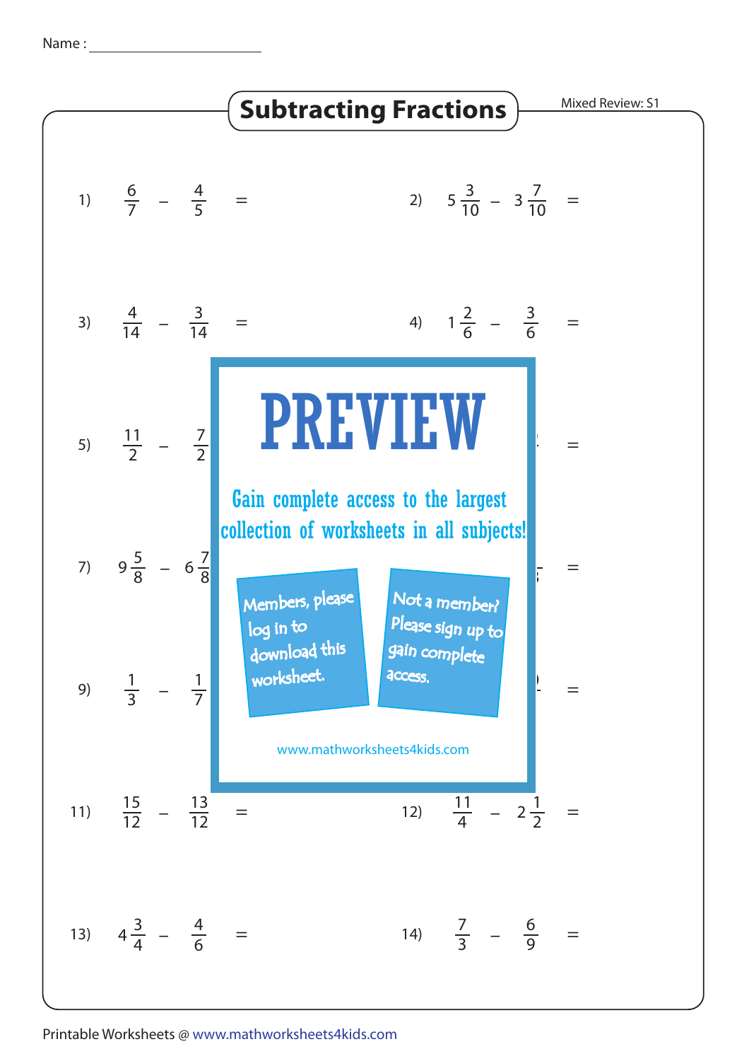Name : ______________________

# Subtracting Fractions

Mixed Review: S1

1) $\frac{6}{7} - \frac{4}{5} =$

2) $5\frac{3}{10} - 3\frac{7}{10} =$

3) $\frac{4}{14} - \frac{3}{14} =$

4) $1\frac{2}{6} - \frac{3}{6} =$

5) $\frac{11}{2} - \frac{7}{2}$

6) $=$

7) $9\frac{5}{8} - 6\frac{7}{8}$

8) $=$

9) $\frac{1}{3} - \frac{1}{7}$

10) $=$

**PREVIEW**

Gain complete access to the largest collection of worksheets in all subjects!

Members, please log in to download this worksheet.

Not a member? Please sign up to gain complete access.

www.mathworksheets4kids.com

11) $\frac{15}{12} - \frac{13}{12} =$

12) $\frac{11}{4} - 2\frac{1}{2} =$

13) $4\frac{3}{4} - \frac{4}{6} =$

14) $\frac{7}{3} - \frac{6}{9} =$

Printable Worksheets @ www.mathworksheets4kids.com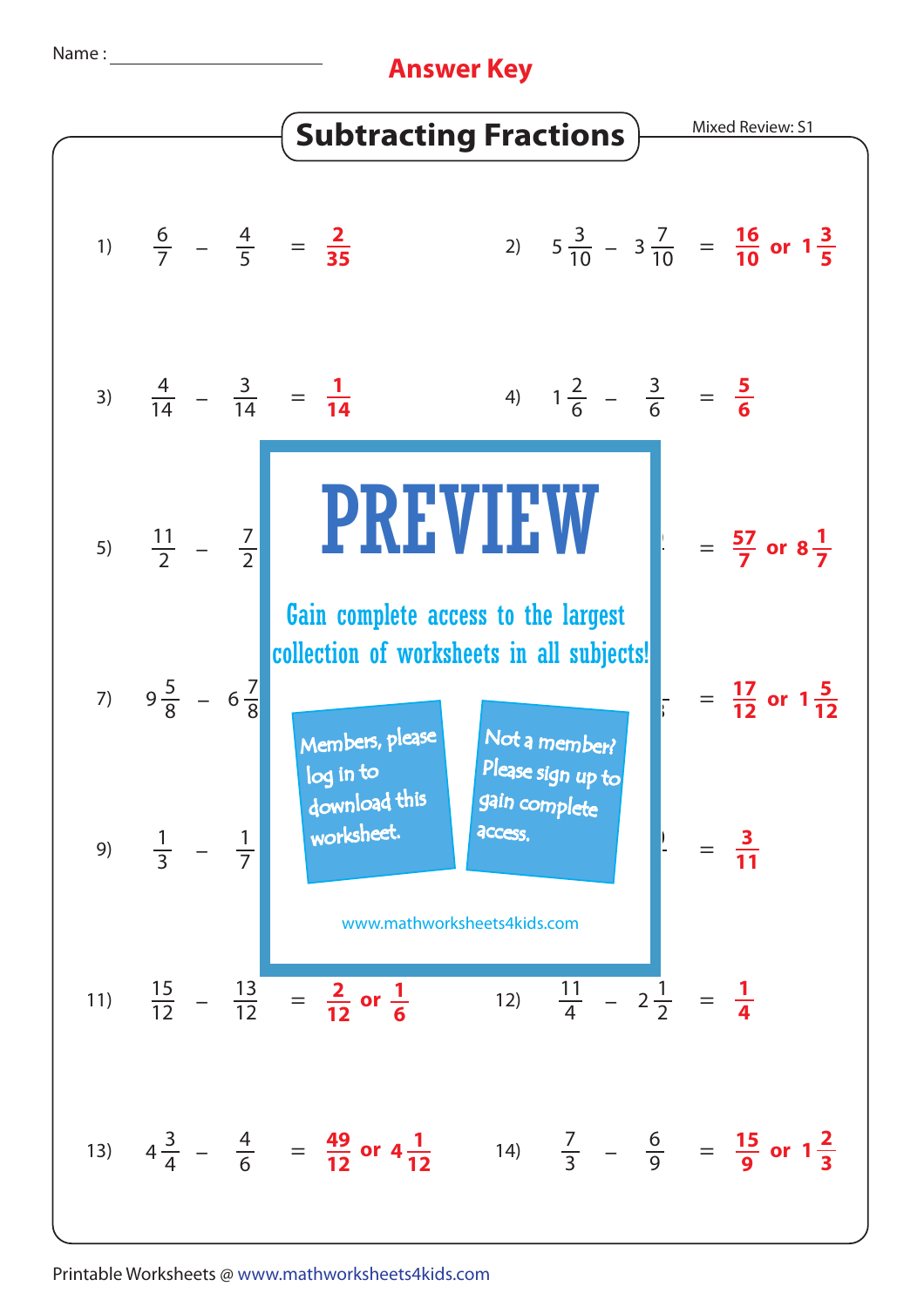Name : ______________________

**Answer Key**

# Subtracting Fractions

Mixed Review: S1

1) $\frac{6}{7} - \frac{4}{5} = \frac{2}{35}$

2) $5\frac{3}{10} - 3\frac{7}{10} = \frac{16}{10}$ or $1\frac{3}{5}$

3) $\frac{4}{14} - \frac{3}{14} = \frac{1}{14}$

4) $1\frac{2}{6} - \frac{3}{6} = \frac{5}{6}$

5) $\frac{11}{2} - \frac{7}{2}$

6) $= \frac{57}{7}$ or $8\frac{1}{7}$

7) $9\frac{5}{8} - 6\frac{7}{8}$

8) $= \frac{17}{12}$ or $1\frac{5}{12}$

9) $\frac{1}{3} - \frac{1}{7}$

10) $= \frac{3}{11}$

**PREVIEW**

Gain complete access to the largest collection of worksheets in all subjects!

Members, please log in to download this worksheet.

Not a member? Please sign up to gain complete access.

www.mathworksheets4kids.com

11) $\frac{15}{12} - \frac{13}{12} = \frac{2}{12}$ or $\frac{1}{6}$

12) $\frac{11}{4} - 2\frac{1}{2} = \frac{1}{4}$

13) $4\frac{3}{4} - \frac{4}{6} = \frac{49}{12}$ or $4\frac{1}{12}$

14) $\frac{7}{3} - \frac{6}{9} = \frac{15}{9}$ or $1\frac{2}{3}$

Printable Worksheets @ www.mathworksheets4kids.com